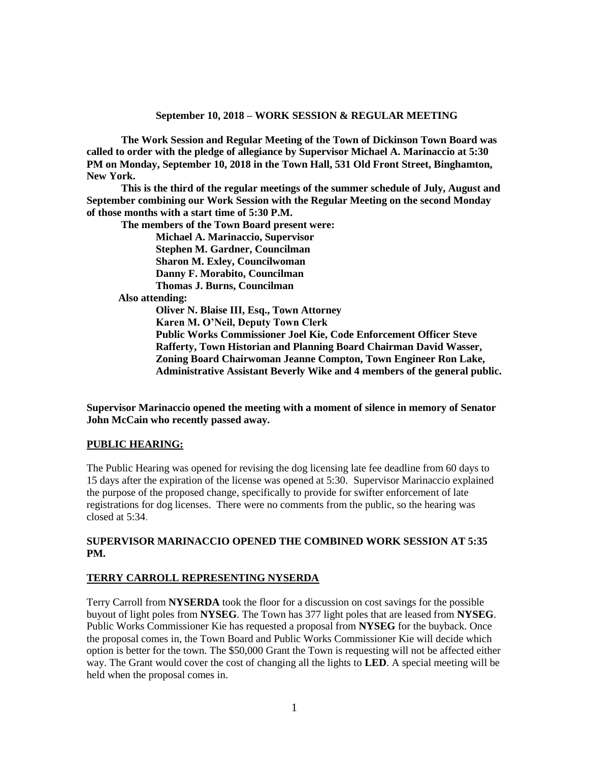**September 10, 2018 – WORK SESSION & REGULAR MEETING**

**The Work Session and Regular Meeting of the Town of Dickinson Town Board was called to order with the pledge of allegiance by Supervisor Michael A. Marinaccio at 5:30 PM on Monday, September 10, 2018 in the Town Hall, 531 Old Front Street, Binghamton, New York.**

**This is the third of the regular meetings of the summer schedule of July, August and September combining our Work Session with the Regular Meeting on the second Monday of those months with a start time of 5:30 P.M.**

**The members of the Town Board present were:**

**Michael A. Marinaccio, Supervisor**
**Stephen M. Gardner, Councilman**
**Sharon M. Exley, Councilwoman**
**Danny F. Morabito, Councilman**
**Thomas J. Burns, Councilman**

**Also attending:**

**Oliver N. Blaise III, Esq., Town Attorney**
**Karen M. O'Neil, Deputy Town Clerk**
**Public Works Commissioner Joel Kie, Code Enforcement Officer Steve Rafferty, Town Historian and Planning Board Chairman David Wasser, Zoning Board Chairwoman Jeanne Compton, Town Engineer Ron Lake, Administrative Assistant Beverly Wike and 4 members of the general public.**

**Supervisor Marinaccio opened the meeting with a moment of silence in memory of Senator John McCain who recently passed away.**

**PUBLIC HEARING:**

The Public Hearing was opened for revising the dog licensing late fee deadline from 60 days to 15 days after the expiration of the license was opened at 5:30. Supervisor Marinaccio explained the purpose of the proposed change, specifically to provide for swifter enforcement of late registrations for dog licenses. There were no comments from the public, so the hearing was closed at 5:34.

**SUPERVISOR MARINACCIO OPENED THE COMBINED WORK SESSION AT 5:35 PM.**

**TERRY CARROLL REPRESENTING NYSERDA**

Terry Carroll from **NYSERDA** took the floor for a discussion on cost savings for the possible buyout of light poles from **NYSEG**. The Town has 377 light poles that are leased from **NYSEG**. Public Works Commissioner Kie has requested a proposal from **NYSEG** for the buyback. Once the proposal comes in, the Town Board and Public Works Commissioner Kie will decide which option is better for the town. The $50,000 Grant the Town is requesting will not be affected either way. The Grant would cover the cost of changing all the lights to **LED**. A special meeting will be held when the proposal comes in.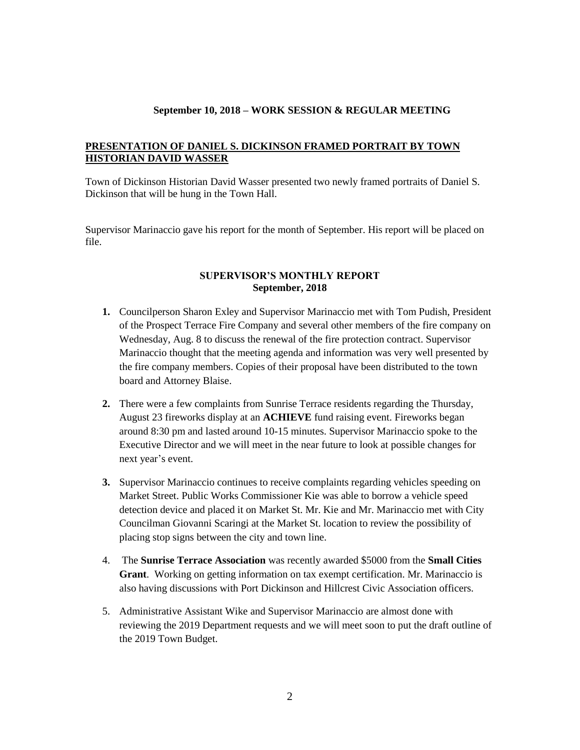**September 10, 2018 – WORK SESSION & REGULAR MEETING**

**PRESENTATION OF DANIEL S. DICKINSON FRAMED PORTRAIT BY TOWN HISTORIAN DAVID WASSER**

Town of Dickinson Historian David Wasser presented two newly framed portraits of Daniel S. Dickinson that will be hung in the Town Hall.

Supervisor Marinaccio gave his report for the month of September. His report will be placed on file.

**SUPERVISOR'S MONTHLY REPORT**
**September, 2018**

1. Councilperson Sharon Exley and Supervisor Marinaccio met with Tom Pudish, President of the Prospect Terrace Fire Company and several other members of the fire company on Wednesday, Aug. 8 to discuss the renewal of the fire protection contract. Supervisor Marinaccio thought that the meeting agenda and information was very well presented by the fire company members. Copies of their proposal have been distributed to the town board and Attorney Blaise.

2. There were a few complaints from Sunrise Terrace residents regarding the Thursday, August 23 fireworks display at an **ACHIEVE** fund raising event. Fireworks began around 8:30 pm and lasted around 10-15 minutes. Supervisor Marinaccio spoke to the Executive Director and we will meet in the near future to look at possible changes for next year's event.

3. Supervisor Marinaccio continues to receive complaints regarding vehicles speeding on Market Street. Public Works Commissioner Kie was able to borrow a vehicle speed detection device and placed it on Market St. Mr. Kie and Mr. Marinaccio met with City Councilman Giovanni Scaringi at the Market St. location to review the possibility of placing stop signs between the city and town line.

4. The **Sunrise Terrace Association** was recently awarded $5000 from the **Small Cities Grant**. Working on getting information on tax exempt certification. Mr. Marinaccio is also having discussions with Port Dickinson and Hillcrest Civic Association officers.

5. Administrative Assistant Wike and Supervisor Marinaccio are almost done with reviewing the 2019 Department requests and we will meet soon to put the draft outline of the 2019 Town Budget.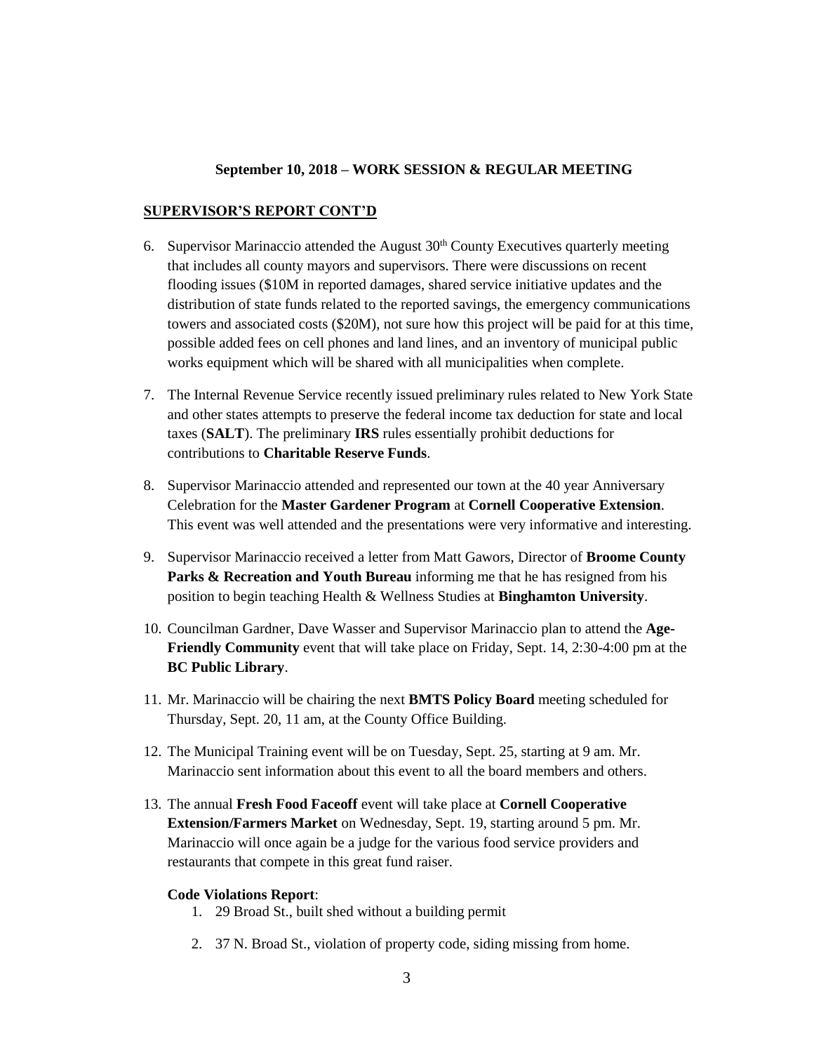**September 10, 2018 – WORK SESSION & REGULAR MEETING**

**SUPERVISOR'S REPORT CONT'D**

6. Supervisor Marinaccio attended the August 30th County Executives quarterly meeting that includes all county mayors and supervisors. There were discussions on recent flooding issues ($10M in reported damages, shared service initiative updates and the distribution of state funds related to the reported savings, the emergency communications towers and associated costs ($20M), not sure how this project will be paid for at this time, possible added fees on cell phones and land lines, and an inventory of municipal public works equipment which will be shared with all municipalities when complete.

7. The Internal Revenue Service recently issued preliminary rules related to New York State and other states attempts to preserve the federal income tax deduction for state and local taxes (**SALT**). The preliminary **IRS** rules essentially prohibit deductions for contributions to **Charitable Reserve Funds**.

8. Supervisor Marinaccio attended and represented our town at the 40 year Anniversary Celebration for the **Master Gardener Program** at **Cornell Cooperative Extension**. This event was well attended and the presentations were very informative and interesting.

9. Supervisor Marinaccio received a letter from Matt Gawors, Director of **Broome County Parks & Recreation and Youth Bureau** informing me that he has resigned from his position to begin teaching Health & Wellness Studies at **Binghamton University**.

10. Councilman Gardner, Dave Wasser and Supervisor Marinaccio plan to attend the **Age-Friendly Community** event that will take place on Friday, Sept. 14, 2:30-4:00 pm at the **BC Public Library**.

11. Mr. Marinaccio will be chairing the next **BMTS Policy Board** meeting scheduled for Thursday, Sept. 20, 11 am, at the County Office Building.

12. The Municipal Training event will be on Tuesday, Sept. 25, starting at 9 am. Mr. Marinaccio sent information about this event to all the board members and others.

13. The annual **Fresh Food Faceoff** event will take place at **Cornell Cooperative Extension/Farmers Market** on Wednesday, Sept. 19, starting around 5 pm. Mr. Marinaccio will once again be a judge for the various food service providers and restaurants that compete in this great fund raiser.

**Code Violations Report**:

1. 29 Broad St., built shed without a building permit
2. 37 N. Broad St., violation of property code, siding missing from home.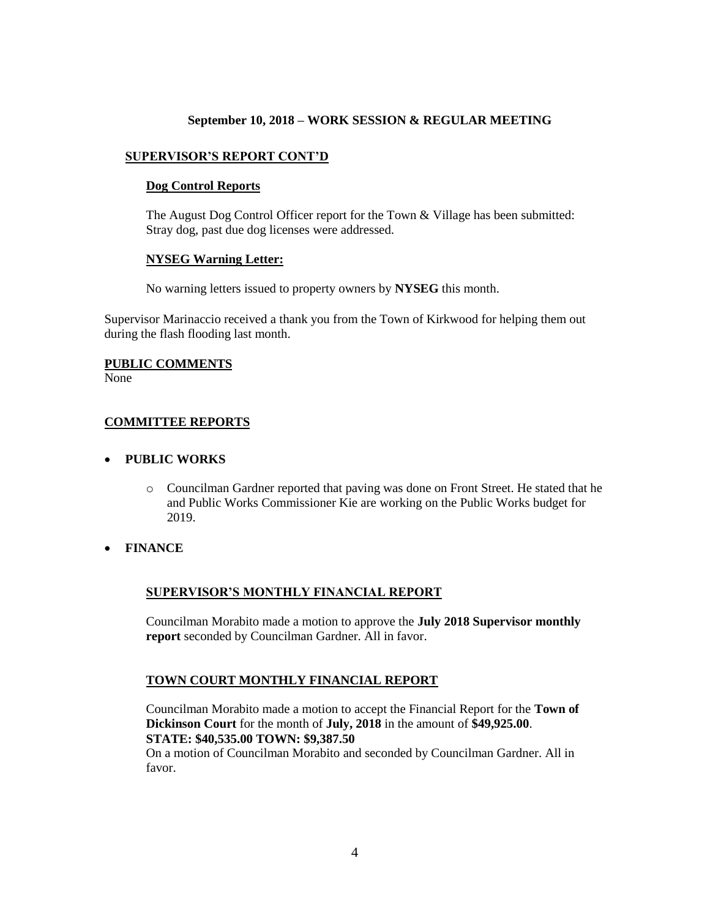**September 10, 2018 – WORK SESSION & REGULAR MEETING**

## SUPERVISOR'S REPORT CONT'D

### Dog Control Reports

The August Dog Control Officer report for the Town & Village has been submitted: Stray dog, past due dog licenses were addressed.

### NYSEG Warning Letter:

No warning letters issued to property owners by **NYSEG** this month.

Supervisor Marinaccio received a thank you from the Town of Kirkwood for helping them out during the flash flooding last month.

## PUBLIC COMMENTS

None

## COMMITTEE REPORTS

- **PUBLIC WORKS**
  - Councilman Gardner reported that paving was done on Front Street. He stated that he and Public Works Commissioner Kie are working on the Public Works budget for 2019.

- **FINANCE**

### SUPERVISOR'S MONTHLY FINANCIAL REPORT

Councilman Morabito made a motion to approve the **July 2018 Supervisor monthly report** seconded by Councilman Gardner. All in favor.

### TOWN COURT MONTHLY FINANCIAL REPORT

Councilman Morabito made a motion to accept the Financial Report for the **Town of Dickinson Court** for the month of **July, 2018** in the amount of **$49,925.00**.
**STATE: $40,535.00 TOWN: $9,387.50**
On a motion of Councilman Morabito and seconded by Councilman Gardner. All in favor.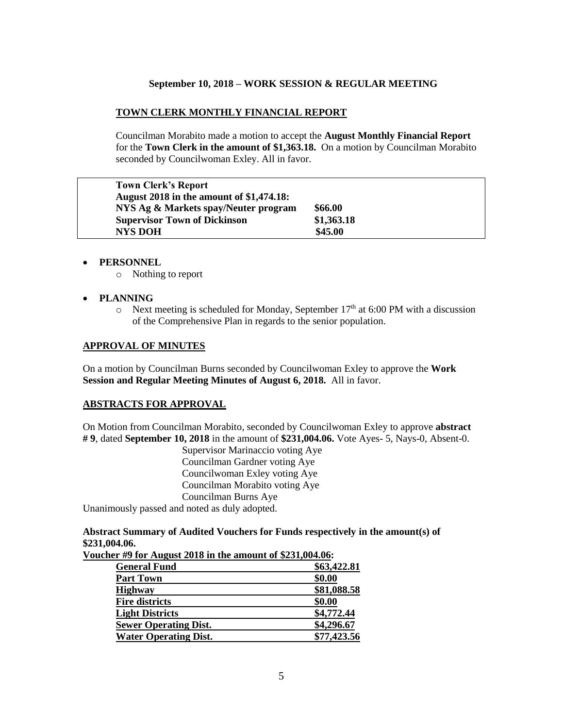**September 10, 2018 – WORK SESSION & REGULAR MEETING**

## TOWN CLERK MONTHLY FINANCIAL REPORT

Councilman Morabito made a motion to accept the **August Monthly Financial Report** for the **Town Clerk in the amount of $1,363.18.** On a motion by Councilman Morabito seconded by Councilwoman Exley. All in favor.

| **Town Clerk's Report** | |
|---|---|
| **August 2018 in the amount of $1,474.18:** | |
| **NYS Ag & Markets spay/Neuter program** | **$66.00** |
| **Supervisor Town of Dickinson** | **$1,363.18** |
| **NYS DOH** | **$45.00** |

- **PERSONNEL**
  - Nothing to report
- **PLANNING**
  - Next meeting is scheduled for Monday, September 17th at 6:00 PM with a discussion of the Comprehensive Plan in regards to the senior population.

## APPROVAL OF MINUTES

On a motion by Councilman Burns seconded by Councilwoman Exley to approve the **Work Session and Regular Meeting Minutes of August 6, 2018.** All in favor.

## ABSTRACTS FOR APPROVAL

On Motion from Councilman Morabito, seconded by Councilwoman Exley to approve **abstract # 9**, dated **September 10, 2018** in the amount of **$231,004.06.** Vote Ayes- 5, Nays-0, Absent-0.

Supervisor Marinaccio voting Aye
Councilman Gardner voting Aye
Councilwoman Exley voting Aye
Councilman Morabito voting Aye
Councilman Burns Aye

Unanimously passed and noted as duly adopted.

**Abstract Summary of Audited Vouchers for Funds respectively in the amount(s) of $231,004.06.**

**Voucher #9 for August 2018 in the amount of $231,004.06:**

| | |
|---|---|
| **General Fund** | **$63,422.81** |
| **Part Town** | **$0.00** |
| **Highway** | **$81,088.58** |
| **Fire districts** | **$0.00** |
| **Light Districts** | **$4,772.44** |
| **Sewer Operating Dist.** | **$4,296.67** |
| **Water Operating Dist.** | **$77,423.56** |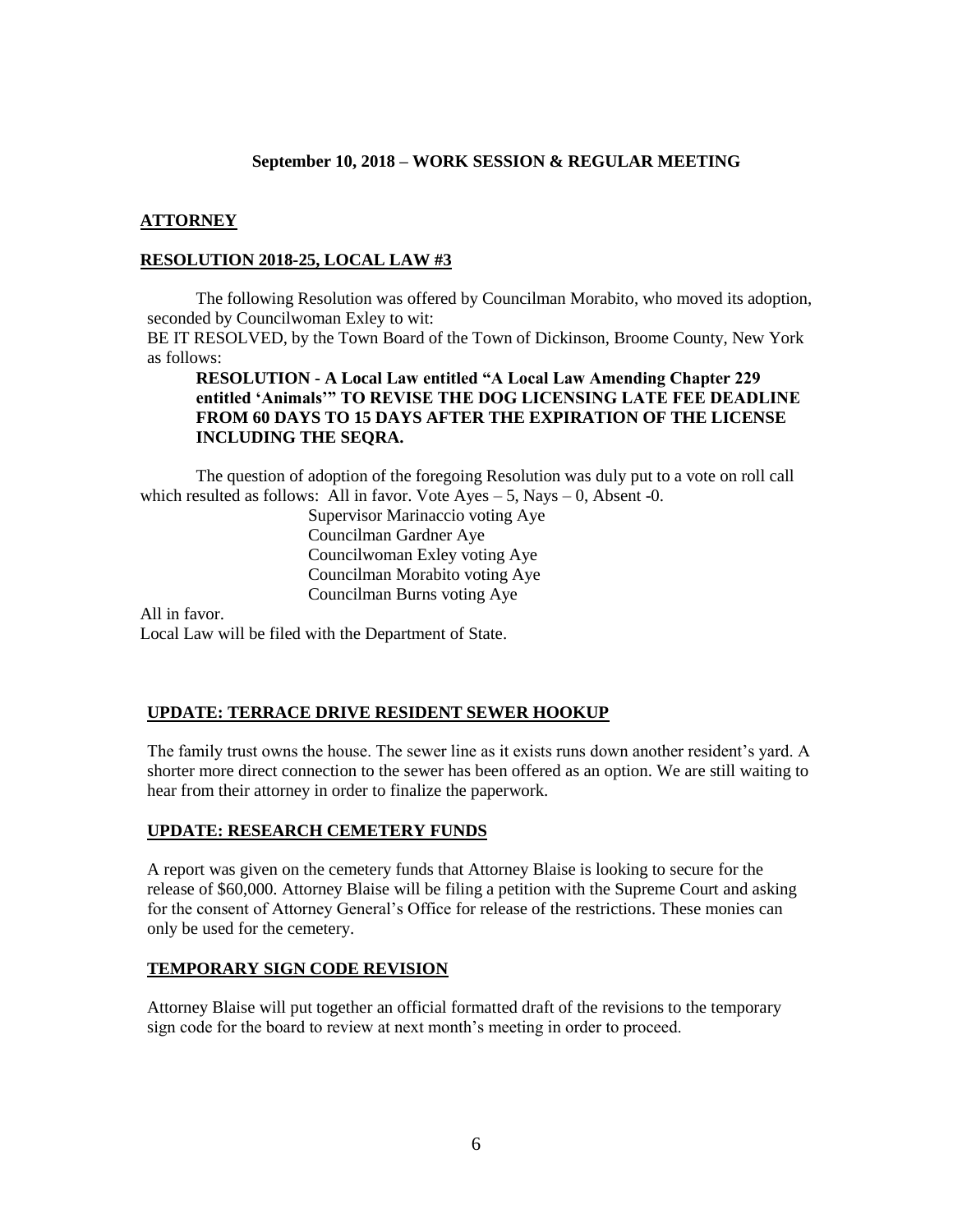**September 10, 2018 – WORK SESSION & REGULAR MEETING**

## ATTORNEY

### RESOLUTION 2018-25, LOCAL LAW #3

The following Resolution was offered by Councilman Morabito, who moved its adoption, seconded by Councilwoman Exley to wit:

BE IT RESOLVED, by the Town Board of the Town of Dickinson, Broome County, New York as follows:

**RESOLUTION - A Local Law entitled "A Local Law Amending Chapter 229 entitled 'Animals'" TO REVISE THE DOG LICENSING LATE FEE DEADLINE FROM 60 DAYS TO 15 DAYS AFTER THE EXPIRATION OF THE LICENSE INCLUDING THE SEQRA.**

The question of adoption of the foregoing Resolution was duly put to a vote on roll call which resulted as follows: All in favor. Vote Ayes – 5, Nays – 0, Absent -0.

Supervisor Marinaccio voting Aye
Councilman Gardner Aye
Councilwoman Exley voting Aye
Councilman Morabito voting Aye
Councilman Burns voting Aye

All in favor.
Local Law will be filed with the Department of State.

### UPDATE: TERRACE DRIVE RESIDENT SEWER HOOKUP

The family trust owns the house. The sewer line as it exists runs down another resident's yard. A shorter more direct connection to the sewer has been offered as an option. We are still waiting to hear from their attorney in order to finalize the paperwork.

### UPDATE: RESEARCH CEMETERY FUNDS

A report was given on the cemetery funds that Attorney Blaise is looking to secure for the release of $60,000. Attorney Blaise will be filing a petition with the Supreme Court and asking for the consent of Attorney General's Office for release of the restrictions. These monies can only be used for the cemetery.

### TEMPORARY SIGN CODE REVISION

Attorney Blaise will put together an official formatted draft of the revisions to the temporary sign code for the board to review at next month's meeting in order to proceed.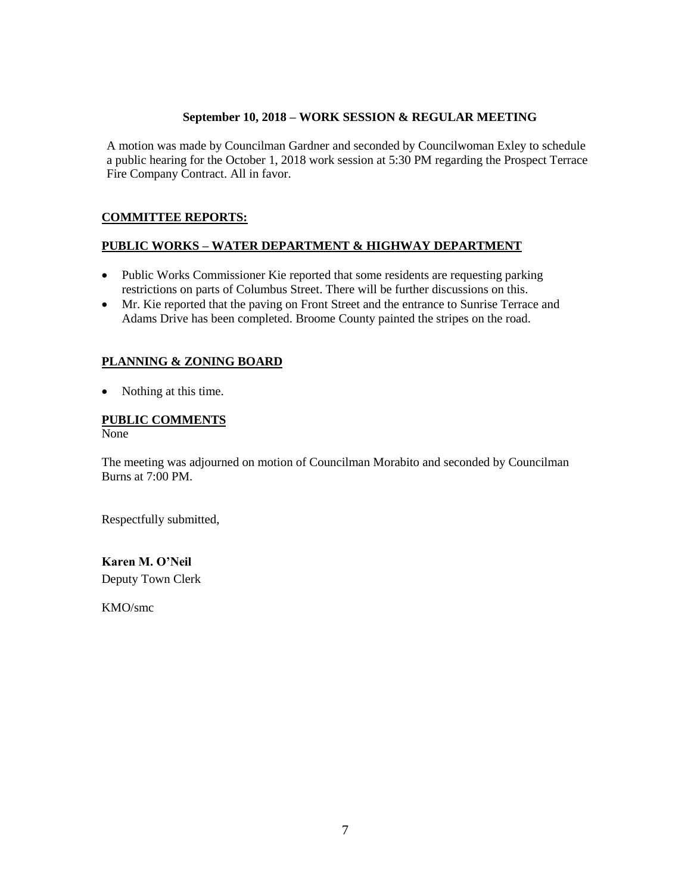**September 10, 2018 – WORK SESSION & REGULAR MEETING**

A motion was made by Councilman Gardner and seconded by Councilwoman Exley to schedule a public hearing for the October 1, 2018 work session at 5:30 PM regarding the Prospect Terrace Fire Company Contract. All in favor.

## COMMITTEE REPORTS:

## PUBLIC WORKS – WATER DEPARTMENT & HIGHWAY DEPARTMENT

- Public Works Commissioner Kie reported that some residents are requesting parking restrictions on parts of Columbus Street. There will be further discussions on this.
- Mr. Kie reported that the paving on Front Street and the entrance to Sunrise Terrace and Adams Drive has been completed. Broome County painted the stripes on the road.

## PLANNING & ZONING BOARD

- Nothing at this time.

## PUBLIC COMMENTS

None

The meeting was adjourned on motion of Councilman Morabito and seconded by Councilman Burns at 7:00 PM.

Respectfully submitted,

**Karen M. O'Neil**
Deputy Town Clerk

KMO/smc